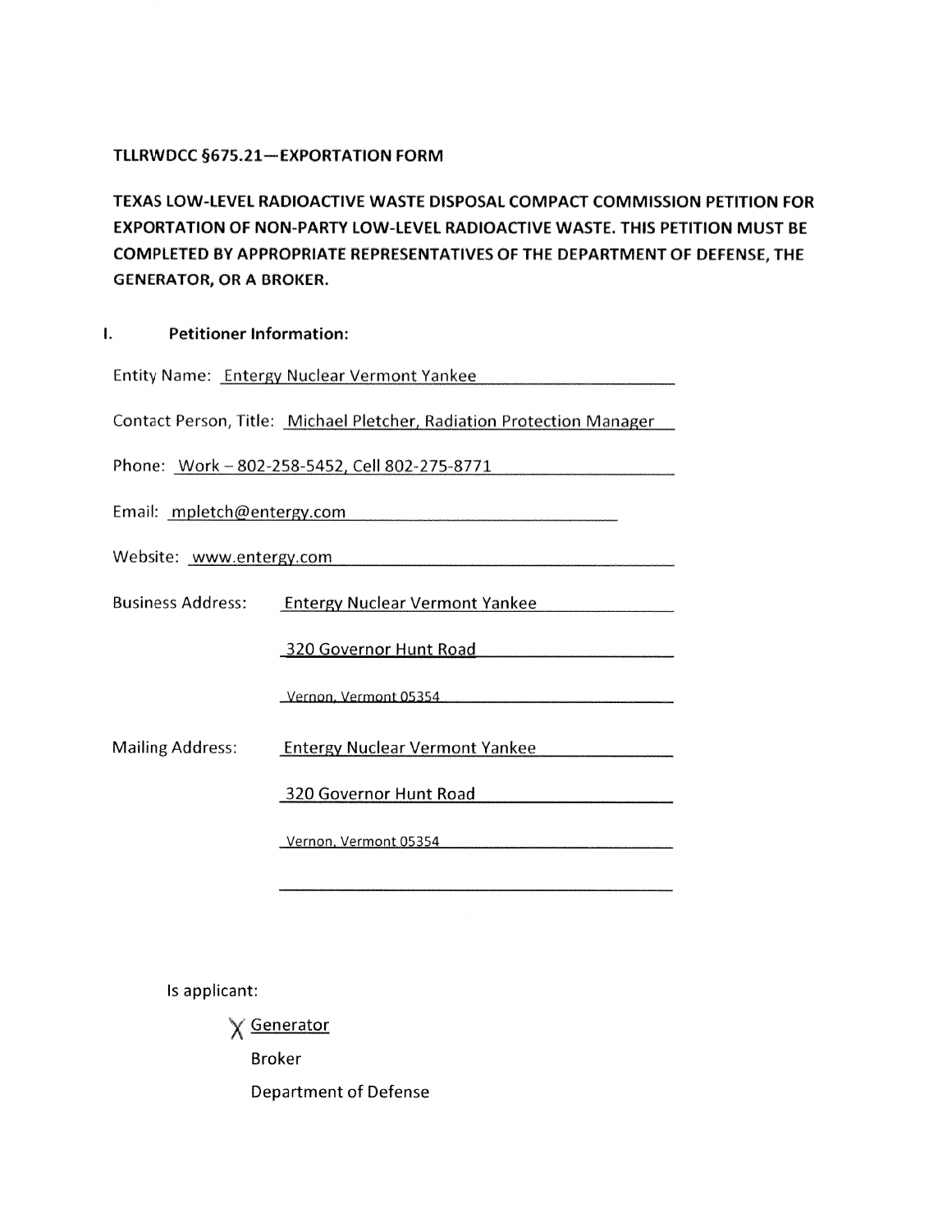**TLLRWDCC §675.21—EXPORTATION FORM**

**TEXAS LOW-LEVEL RADIOACTIVE WASTE DISPOSAL COMPACT COMMISSION PETITION FOR EXPORTATION OF NON-PARTY LOW-LEVEL RADIOACTIVE WASTE. THIS PETITION MUST BE COMPLETED BY APPROPRIATE REPRESENTATIVES OF THE DEPARTMENT OF DEFENSE, THE GENERATOR, OR A BROKER.**

## I. Petitioner Information:

Entity Name: Entergy Nuclear Vermont Yankee

Contact Person, Title: Michael Pletcher, Radiation Protection Manager

Phone: Work – 802-258-5452, Cell 802-275-8771

Email: mpletch@entergy.com

Website: www.entergy.com

Business Address: Entergy Nuclear Vermont Yankee
320 Governor Hunt Road
Vernon, Vermont 05354

Mailing Address: Entergy Nuclear Vermont Yankee
320 Governor Hunt Road
Vernon, Vermont 05354

Is applicant:

- X Generator
- Broker
- Department of Defense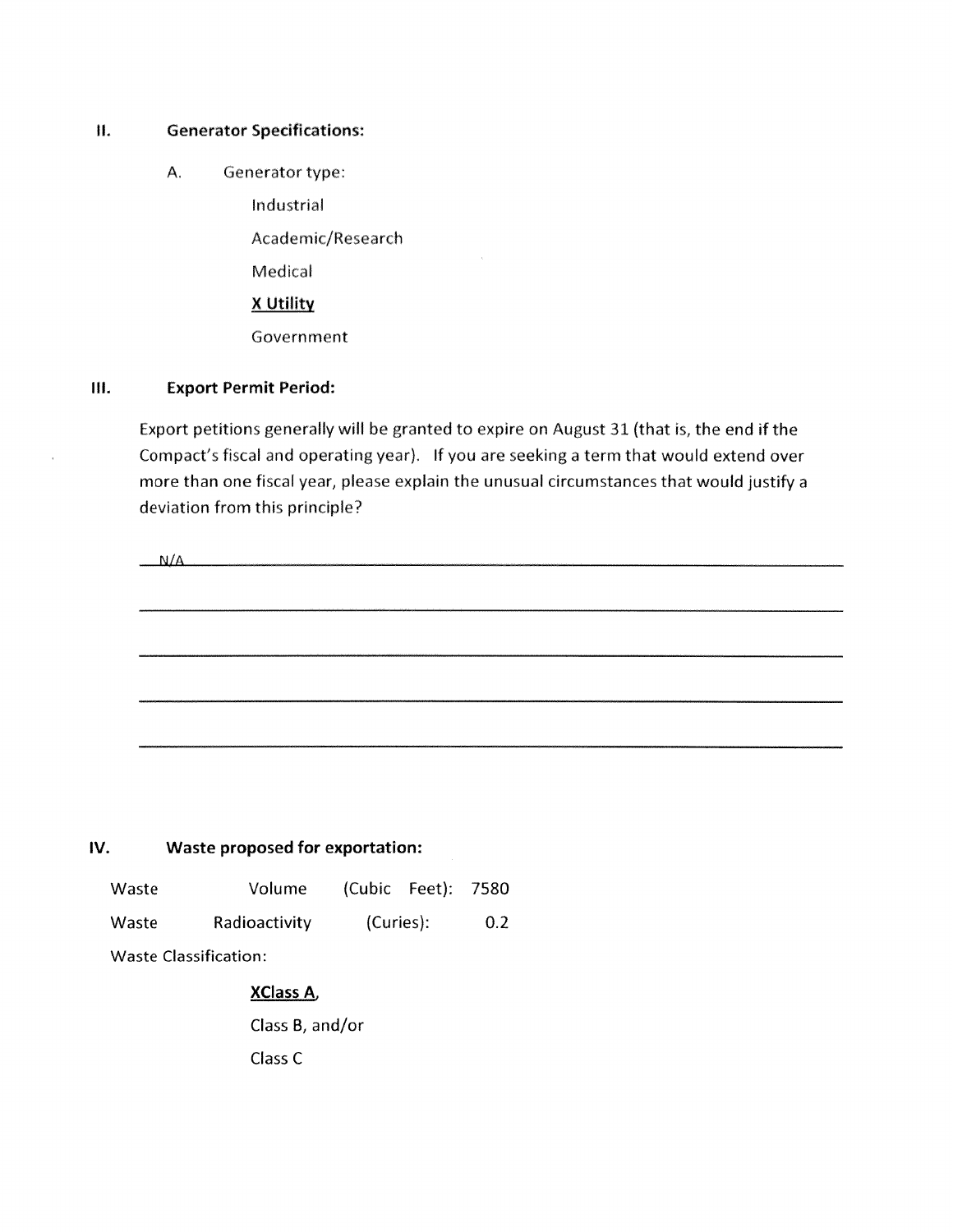## II. Generator Specifications:

A. Generator type:

Industrial

Academic/Research

Medical

**X Utility**

Government

## III. Export Permit Period:

Export petitions generally will be granted to expire on August 31 (that is, the end if the Compact's fiscal and operating year). If you are seeking a term that would extend over more than one fiscal year, please explain the unusual circumstances that would justify a deviation from this principle?

N/A

## IV. Waste proposed for exportation:

Waste Volume (Cubic Feet): 7580

Waste Radioactivity (Curies): 0.2

Waste Classification:

**XClass A,**

Class B, and/or

Class C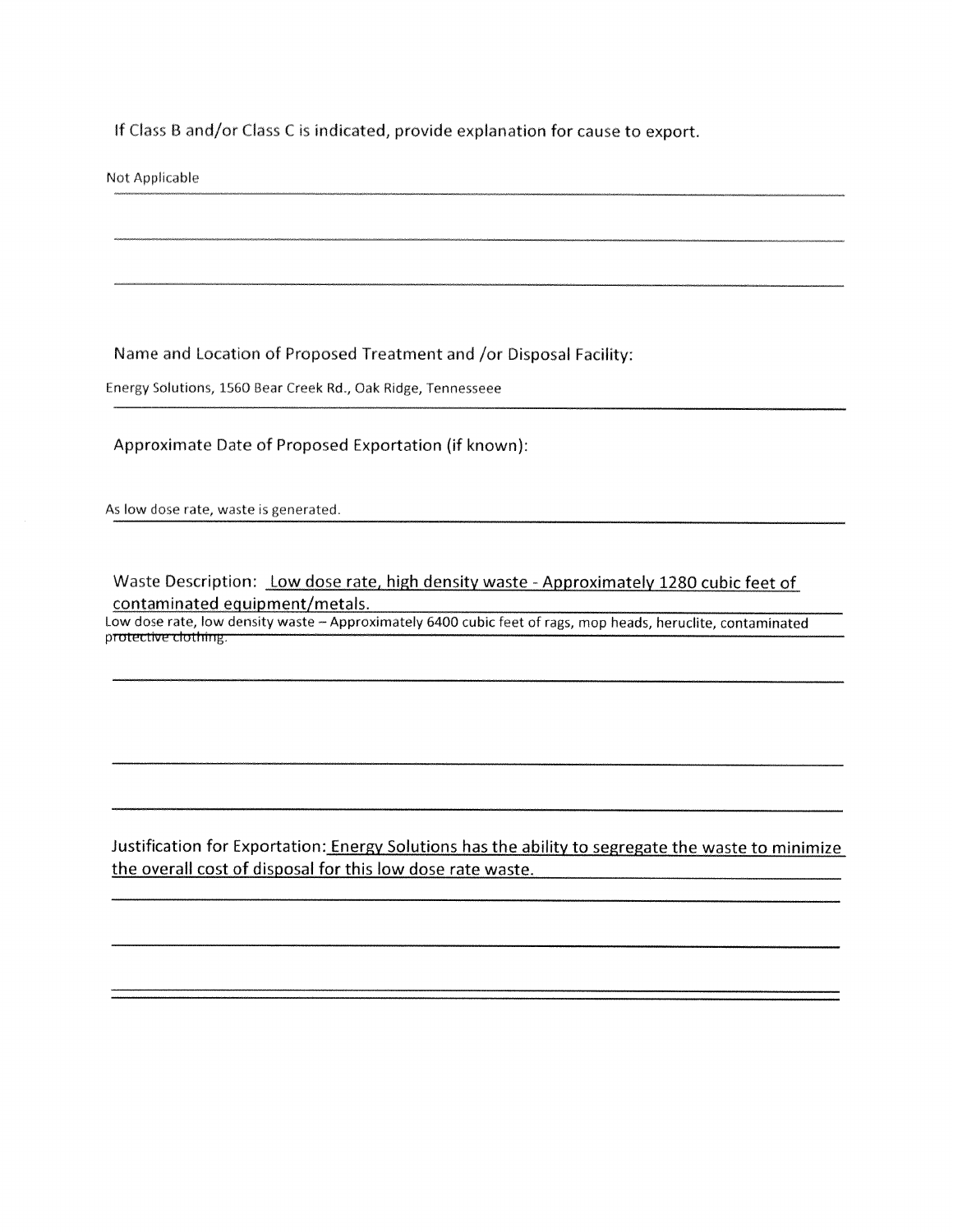If Class B and/or Class C is indicated, provide explanation for cause to export.

Not Applicable

Name and Location of Proposed Treatment and /or Disposal Facility:

Energy Solutions, 1560 Bear Creek Rd., Oak Ridge, Tennesseee

Approximate Date of Proposed Exportation (if known):

As low dose rate, waste is generated.

Waste Description: Low dose rate, high density waste - Approximately 1280 cubic feet of contaminated equipment/metals.

Low dose rate, low density waste – Approximately 6400 cubic feet of rags, mop heads, heruclite, contaminated protective clothing.

Justification for Exportation: Energy Solutions has the ability to segregate the waste to minimize the overall cost of disposal for this low dose rate waste.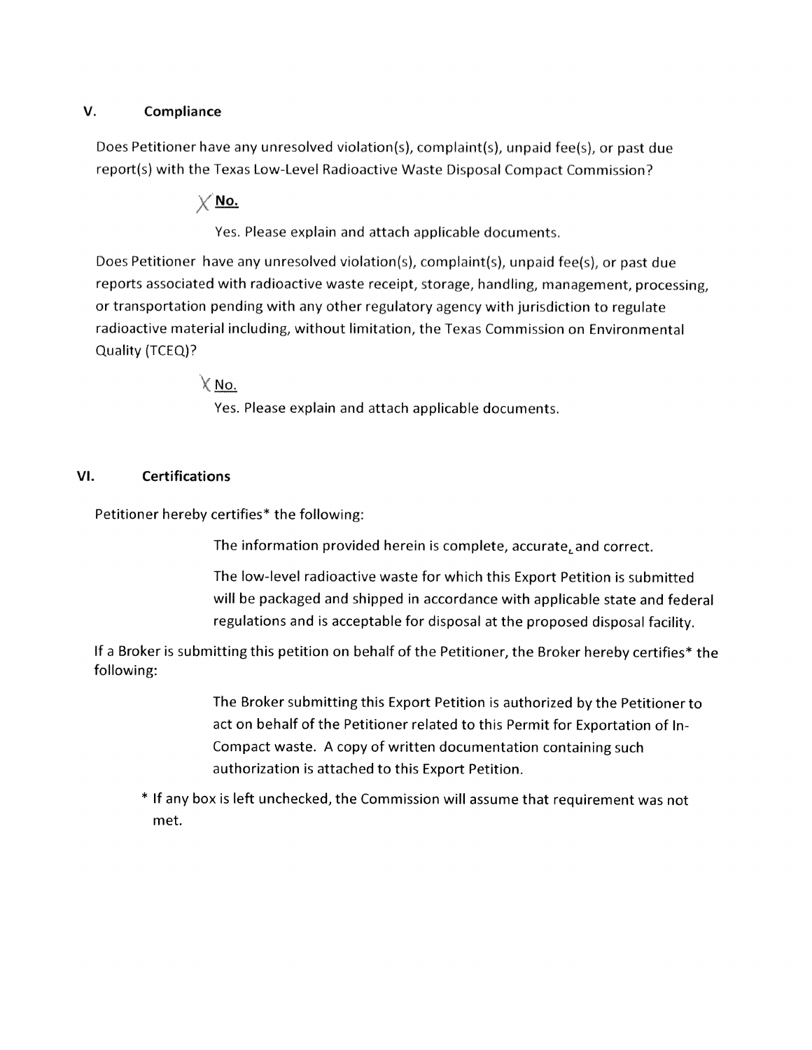## V. Compliance

Does Petitioner have any unresolved violation(s), complaint(s), unpaid fee(s), or past due report(s) with the Texas Low-Level Radioactive Waste Disposal Compact Commission?

- X **No.**
- Yes. Please explain and attach applicable documents.

Does Petitioner have any unresolved violation(s), complaint(s), unpaid fee(s), or past due reports associated with radioactive waste receipt, storage, handling, management, processing, or transportation pending with any other regulatory agency with jurisdiction to regulate radioactive material including, without limitation, the Texas Commission on Environmental Quality (TCEQ)?

- X No.
- Yes. Please explain and attach applicable documents.

## VI. Certifications

Petitioner hereby certifies* the following:

- The information provided herein is complete, accurate, and correct.
- The low-level radioactive waste for which this Export Petition is submitted will be packaged and shipped in accordance with applicable state and federal regulations and is acceptable for disposal at the proposed disposal facility.

If a Broker is submitting this petition on behalf of the Petitioner, the Broker hereby certifies* the following:

- The Broker submitting this Export Petition is authorized by the Petitioner to act on behalf of the Petitioner related to this Permit for Exportation of In-Compact waste. A copy of written documentation containing such authorization is attached to this Export Petition.

\* If any box is left unchecked, the Commission will assume that requirement was not met.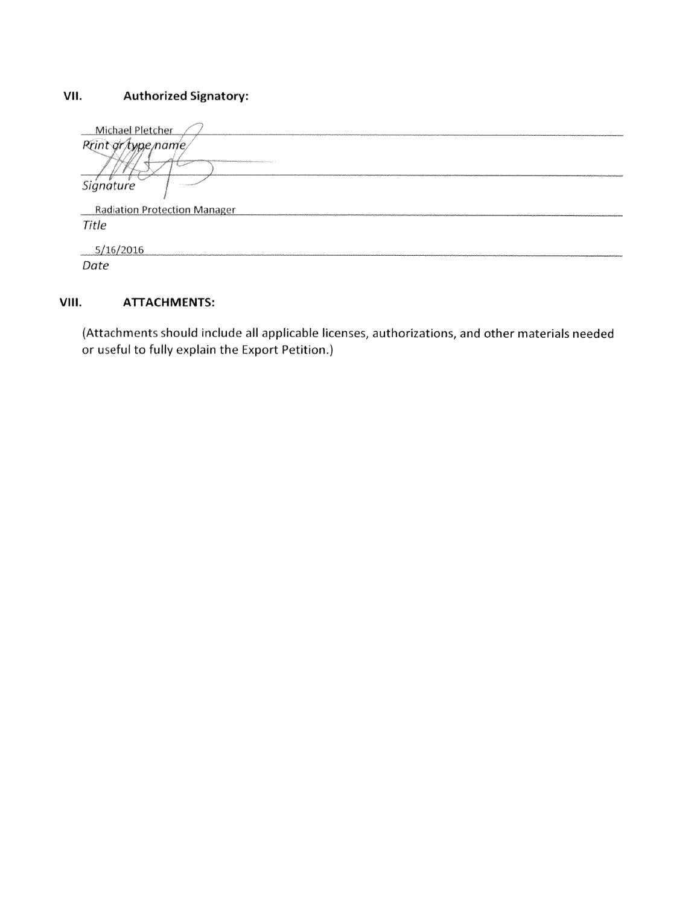## VII. Authorized Signatory:

Michael Pletcher

*Print or type name*

*Signature*

Radiation Protection Manager

*Title*

5/16/2016

*Date*

## VIII. ATTACHMENTS:

(Attachments should include all applicable licenses, authorizations, and other materials needed or useful to fully explain the Export Petition.)